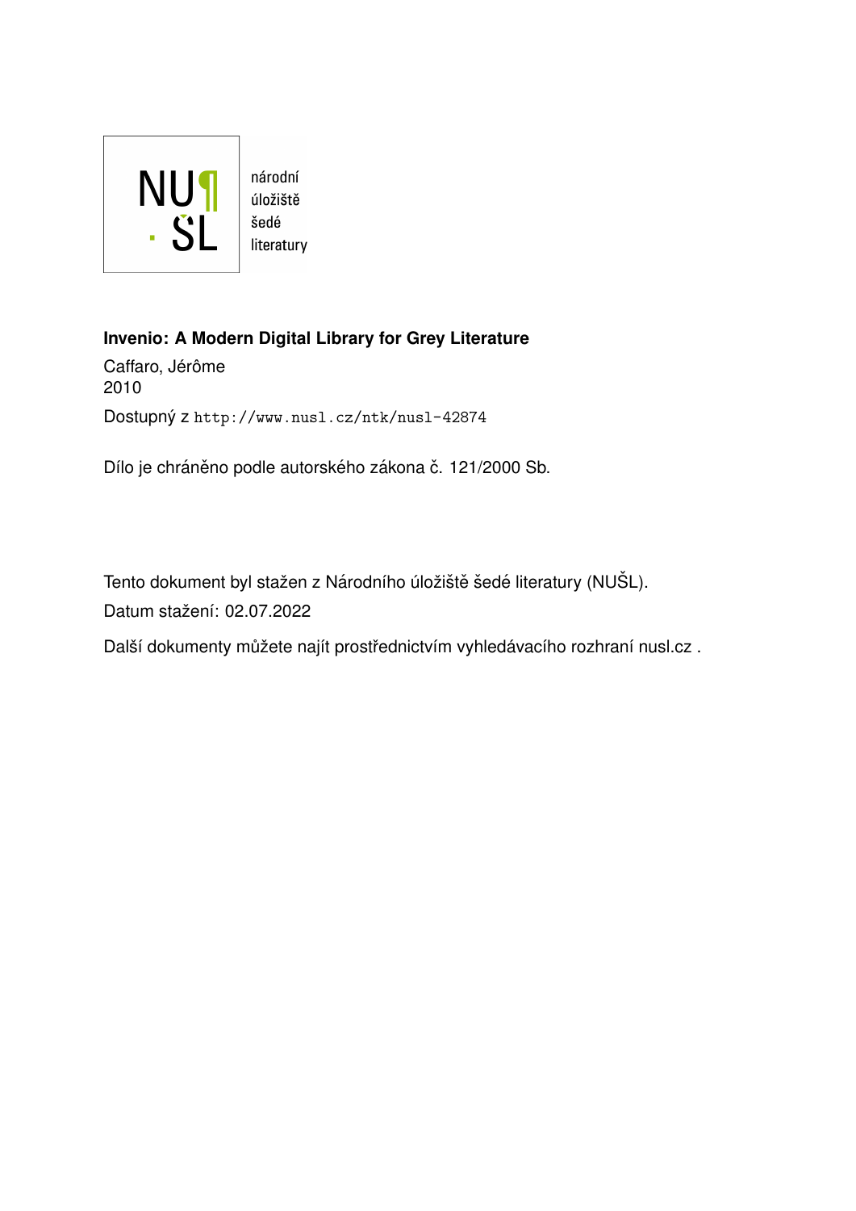NUŠL

národní úložiště šedé literatury

**Invenio: A Modern Digital Library for Grey Literature**

Caffaro, Jérôme
2010

Dostupný z http://www.nusl.cz/ntk/nusl-42874

Dílo je chráněno podle autorského zákona č. 121/2000 Sb.

Tento dokument byl stažen z Národního úložiště šedé literatury (NUŠL).

Datum stažení: 02.07.2022

Další dokumenty můžete najít prostřednictvím vyhledávacího rozhraní nusl.cz .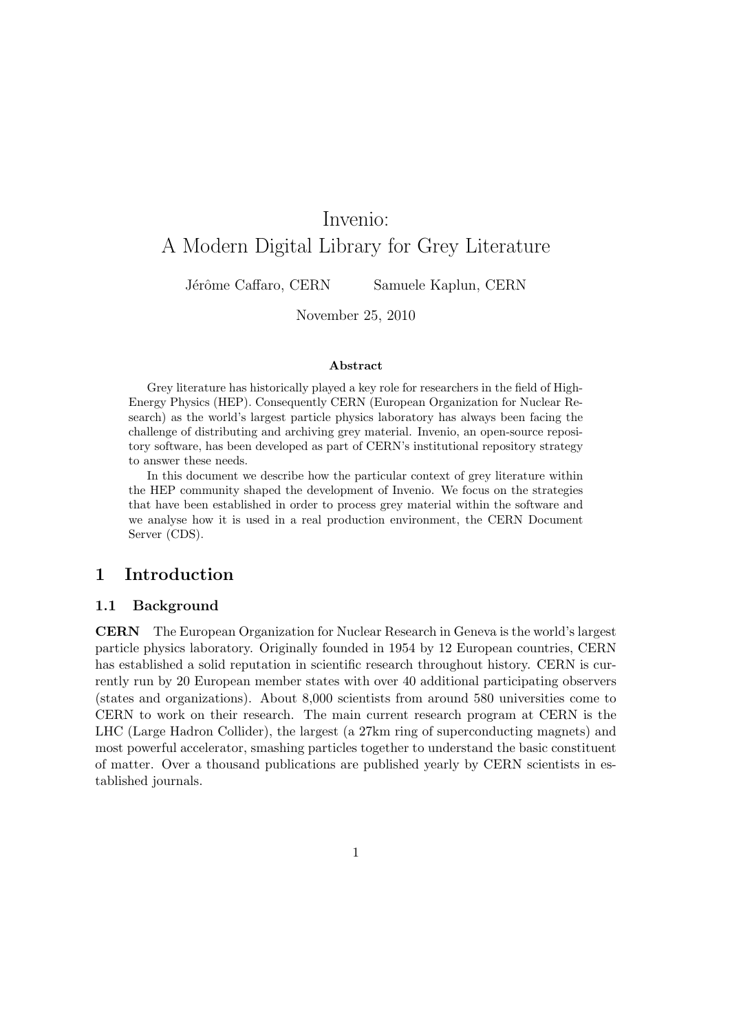# Invenio: A Modern Digital Library for Grey Literature

Jérôme Caffaro, CERN Samuele Kaplun, CERN

November 25, 2010

**Abstract**

Grey literature has historically played a key role for researchers in the field of High-Energy Physics (HEP). Consequently CERN (European Organization for Nuclear Research) as the world's largest particle physics laboratory has always been facing the challenge of distributing and archiving grey material. Invenio, an open-source repository software, has been developed as part of CERN's institutional repository strategy to answer these needs.

In this document we describe how the particular context of grey literature within the HEP community shaped the development of Invenio. We focus on the strategies that have been established in order to process grey material within the software and we analyse how it is used in a real production environment, the CERN Document Server (CDS).

## 1 Introduction

### 1.1 Background

**CERN** The European Organization for Nuclear Research in Geneva is the world's largest particle physics laboratory. Originally founded in 1954 by 12 European countries, CERN has established a solid reputation in scientific research throughout history. CERN is currently run by 20 European member states with over 40 additional participating observers (states and organizations). About 8,000 scientists from around 580 universities come to CERN to work on their research. The main current research program at CERN is the LHC (Large Hadron Collider), the largest (a 27km ring of superconducting magnets) and most powerful accelerator, smashing particles together to understand the basic constituent of matter. Over a thousand publications are published yearly by CERN scientists in established journals.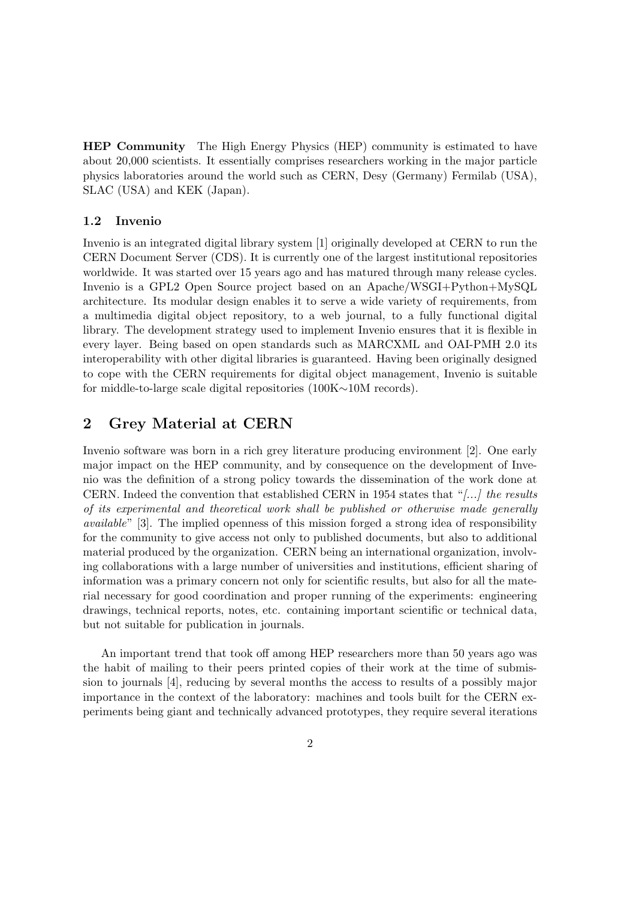**HEP Community** The High Energy Physics (HEP) community is estimated to have about 20,000 scientists. It essentially comprises researchers working in the major particle physics laboratories around the world such as CERN, Desy (Germany) Fermilab (USA), SLAC (USA) and KEK (Japan).

### 1.2 Invenio

Invenio is an integrated digital library system [1] originally developed at CERN to run the CERN Document Server (CDS). It is currently one of the largest institutional repositories worldwide. It was started over 15 years ago and has matured through many release cycles. Invenio is a GPL2 Open Source project based on an Apache/WSGI+Python+MySQL architecture. Its modular design enables it to serve a wide variety of requirements, from a multimedia digital object repository, to a web journal, to a fully functional digital library. The development strategy used to implement Invenio ensures that it is flexible in every layer. Being based on open standards such as MARCXML and OAI-PMH 2.0 its interoperability with other digital libraries is guaranteed. Having been originally designed to cope with the CERN requirements for digital object management, Invenio is suitable for middle-to-large scale digital repositories (100K∼10M records).

## 2 Grey Material at CERN

Invenio software was born in a rich grey literature producing environment [2]. One early major impact on the HEP community, and by consequence on the development of Invenio was the definition of a strong policy towards the dissemination of the work done at CERN. Indeed the convention that established CERN in 1954 states that "*[...] the results of its experimental and theoretical work shall be published or otherwise made generally available*" [3]. The implied openness of this mission forged a strong idea of responsibility for the community to give access not only to published documents, but also to additional material produced by the organization. CERN being an international organization, involving collaborations with a large number of universities and institutions, efficient sharing of information was a primary concern not only for scientific results, but also for all the material necessary for good coordination and proper running of the experiments: engineering drawings, technical reports, notes, etc. containing important scientific or technical data, but not suitable for publication in journals.

An important trend that took off among HEP researchers more than 50 years ago was the habit of mailing to their peers printed copies of their work at the time of submission to journals [4], reducing by several months the access to results of a possibly major importance in the context of the laboratory: machines and tools built for the CERN experiments being giant and technically advanced prototypes, they require several iterations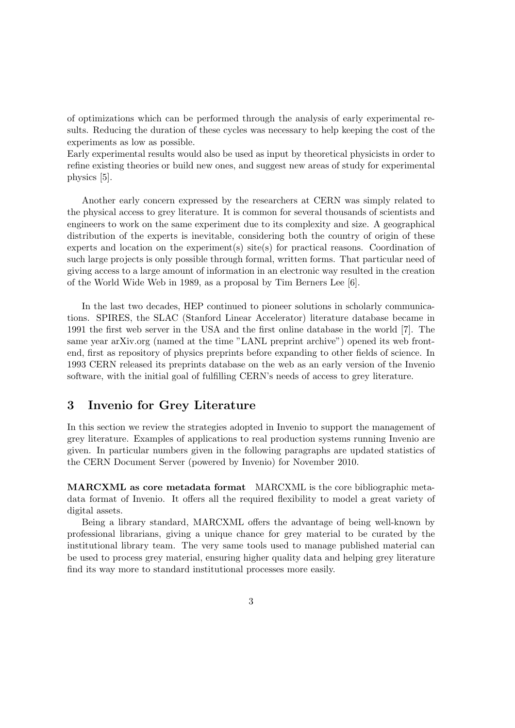of optimizations which can be performed through the analysis of early experimental results. Reducing the duration of these cycles was necessary to help keeping the cost of the experiments as low as possible.
Early experimental results would also be used as input by theoretical physicists in order to refine existing theories or build new ones, and suggest new areas of study for experimental physics [5].

Another early concern expressed by the researchers at CERN was simply related to the physical access to grey literature. It is common for several thousands of scientists and engineers to work on the same experiment due to its complexity and size. A geographical distribution of the experts is inevitable, considering both the country of origin of these experts and location on the experiment(s) site(s) for practical reasons. Coordination of such large projects is only possible through formal, written forms. That particular need of giving access to a large amount of information in an electronic way resulted in the creation of the World Wide Web in 1989, as a proposal by Tim Berners Lee [6].

In the last two decades, HEP continued to pioneer solutions in scholarly communications. SPIRES, the SLAC (Stanford Linear Accelerator) literature database became in 1991 the first web server in the USA and the first online database in the world [7]. The same year arXiv.org (named at the time "LANL preprint archive") opened its web frontend, first as repository of physics preprints before expanding to other fields of science. In 1993 CERN released its preprints database on the web as an early version of the Invenio software, with the initial goal of fulfilling CERN's needs of access to grey literature.

## 3 Invenio for Grey Literature

In this section we review the strategies adopted in Invenio to support the management of grey literature. Examples of applications to real production systems running Invenio are given. In particular numbers given in the following paragraphs are updated statistics of the CERN Document Server (powered by Invenio) for November 2010.

**MARCXML as core metadata format** MARCXML is the core bibliographic metadata format of Invenio. It offers all the required flexibility to model a great variety of digital assets.

Being a library standard, MARCXML offers the advantage of being well-known by professional librarians, giving a unique chance for grey material to be curated by the institutional library team. The very same tools used to manage published material can be used to process grey material, ensuring higher quality data and helping grey literature find its way more to standard institutional processes more easily.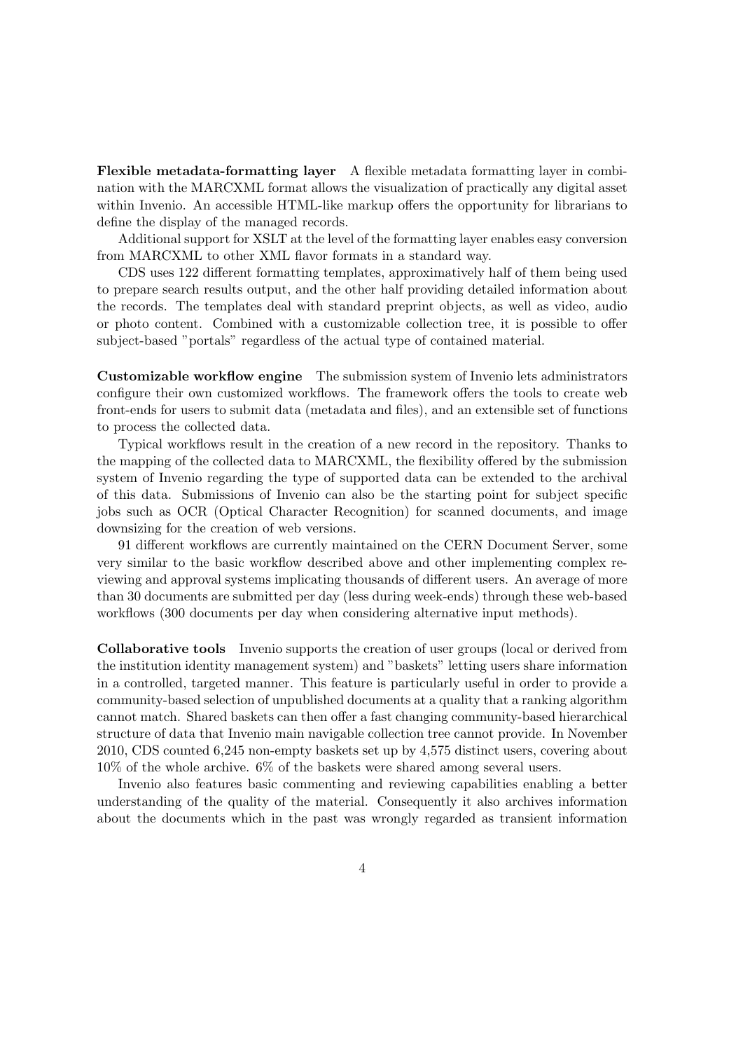**Flexible metadata-formatting layer** A flexible metadata formatting layer in combination with the MARCXML format allows the visualization of practically any digital asset within Invenio. An accessible HTML-like markup offers the opportunity for librarians to define the display of the managed records.

Additional support for XSLT at the level of the formatting layer enables easy conversion from MARCXML to other XML flavor formats in a standard way.

CDS uses 122 different formatting templates, approximatively half of them being used to prepare search results output, and the other half providing detailed information about the records. The templates deal with standard preprint objects, as well as video, audio or photo content. Combined with a customizable collection tree, it is possible to offer subject-based "portals" regardless of the actual type of contained material.

**Customizable workflow engine** The submission system of Invenio lets administrators configure their own customized workflows. The framework offers the tools to create web front-ends for users to submit data (metadata and files), and an extensible set of functions to process the collected data.

Typical workflows result in the creation of a new record in the repository. Thanks to the mapping of the collected data to MARCXML, the flexibility offered by the submission system of Invenio regarding the type of supported data can be extended to the archival of this data. Submissions of Invenio can also be the starting point for subject specific jobs such as OCR (Optical Character Recognition) for scanned documents, and image downsizing for the creation of web versions.

91 different workflows are currently maintained on the CERN Document Server, some very similar to the basic workflow described above and other implementing complex reviewing and approval systems implicating thousands of different users. An average of more than 30 documents are submitted per day (less during week-ends) through these web-based workflows (300 documents per day when considering alternative input methods).

**Collaborative tools** Invenio supports the creation of user groups (local or derived from the institution identity management system) and "baskets" letting users share information in a controlled, targeted manner. This feature is particularly useful in order to provide a community-based selection of unpublished documents at a quality that a ranking algorithm cannot match. Shared baskets can then offer a fast changing community-based hierarchical structure of data that Invenio main navigable collection tree cannot provide. In November 2010, CDS counted 6,245 non-empty baskets set up by 4,575 distinct users, covering about 10% of the whole archive. 6% of the baskets were shared among several users.

Invenio also features basic commenting and reviewing capabilities enabling a better understanding of the quality of the material. Consequently it also archives information about the documents which in the past was wrongly regarded as transient information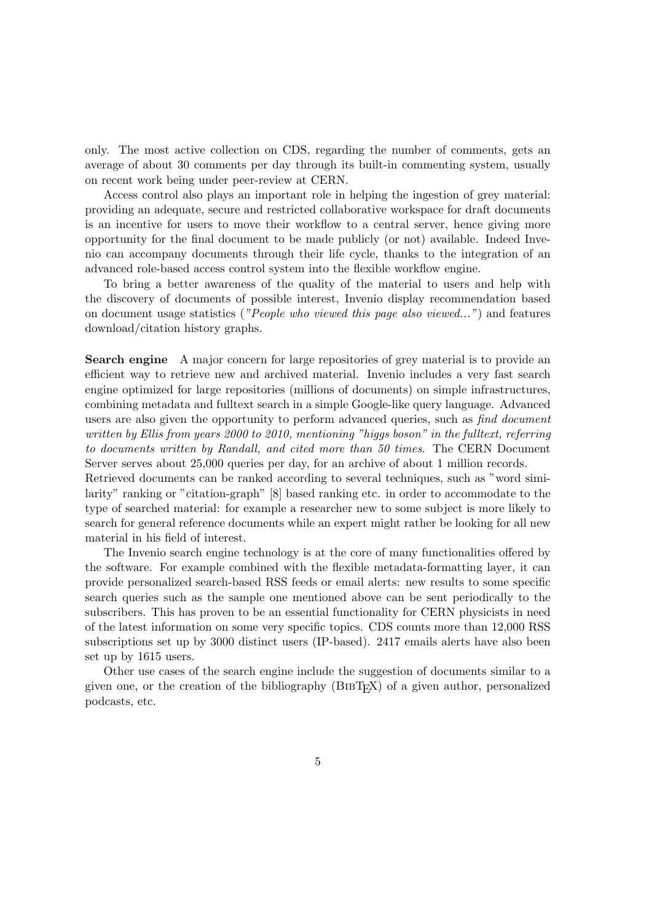only. The most active collection on CDS, regarding the number of comments, gets an average of about 30 comments per day through its built-in commenting system, usually on recent work being under peer-review at CERN.

Access control also plays an important role in helping the ingestion of grey material: providing an adequate, secure and restricted collaborative workspace for draft documents is an incentive for users to move their workflow to a central server, hence giving more opportunity for the final document to be made publicly (or not) available. Indeed Invenio can accompany documents through their life cycle, thanks to the integration of an advanced role-based access control system into the flexible workflow engine.

To bring a better awareness of the quality of the material to users and help with the discovery of documents of possible interest, Invenio display recommendation based on document usage statistics (*"People who viewed this page also viewed..."*) and features download/citation history graphs.

**Search engine** A major concern for large repositories of grey material is to provide an efficient way to retrieve new and archived material. Invenio includes a very fast search engine optimized for large repositories (millions of documents) on simple infrastructures, combining metadata and fulltext search in a simple Google-like query language. Advanced users are also given the opportunity to perform advanced queries, such as *find document written by Ellis from years 2000 to 2010, mentioning "higgs boson" in the fulltext, referring to documents written by Randall, and cited more than 50 times*. The CERN Document Server serves about 25,000 queries per day, for an archive of about 1 million records.
Retrieved documents can be ranked according to several techniques, such as "word similarity" ranking or "citation-graph" [8] based ranking etc. in order to accommodate to the type of searched material: for example a researcher new to some subject is more likely to search for general reference documents while an expert might rather be looking for all new material in his field of interest.

The Invenio search engine technology is at the core of many functionalities offered by the software. For example combined with the flexible metadata-formatting layer, it can provide personalized search-based RSS feeds or email alerts: new results to some specific search queries such as the sample one mentioned above can be sent periodically to the subscribers. This has proven to be an essential functionality for CERN physicists in need of the latest information on some very specific topics. CDS counts more than 12,000 RSS subscriptions set up by 3000 distinct users (IP-based). 2417 emails alerts have also been set up by 1615 users.

Other use cases of the search engine include the suggestion of documents similar to a given one, or the creation of the bibliography (BibTeX) of a given author, personalized podcasts, etc.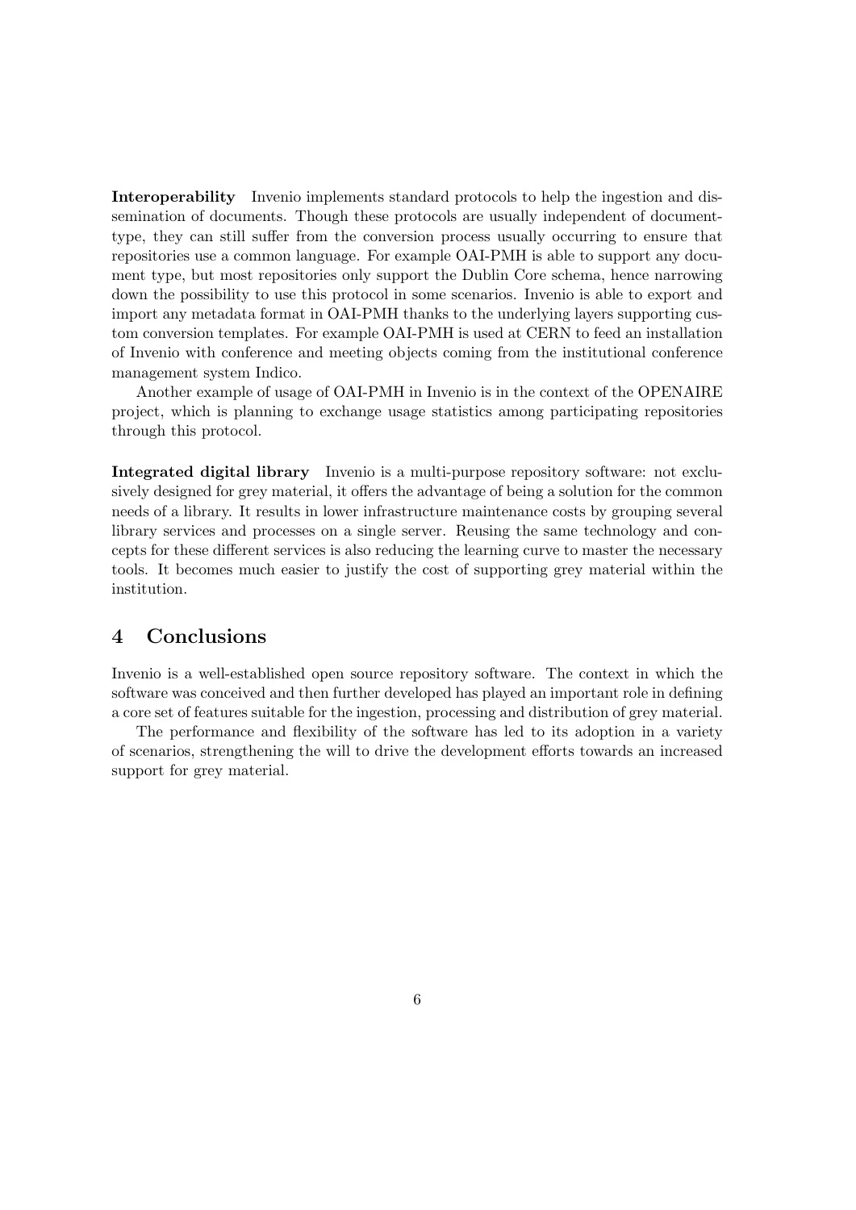**Interoperability** Invenio implements standard protocols to help the ingestion and dissemination of documents. Though these protocols are usually independent of document-type, they can still suffer from the conversion process usually occurring to ensure that repositories use a common language. For example OAI-PMH is able to support any document type, but most repositories only support the Dublin Core schema, hence narrowing down the possibility to use this protocol in some scenarios. Invenio is able to export and import any metadata format in OAI-PMH thanks to the underlying layers supporting custom conversion templates. For example OAI-PMH is used at CERN to feed an installation of Invenio with conference and meeting objects coming from the institutional conference management system Indico.

Another example of usage of OAI-PMH in Invenio is in the context of the OPENAIRE project, which is planning to exchange usage statistics among participating repositories through this protocol.

**Integrated digital library** Invenio is a multi-purpose repository software: not exclusively designed for grey material, it offers the advantage of being a solution for the common needs of a library. It results in lower infrastructure maintenance costs by grouping several library services and processes on a single server. Reusing the same technology and concepts for these different services is also reducing the learning curve to master the necessary tools. It becomes much easier to justify the cost of supporting grey material within the institution.

## 4 Conclusions

Invenio is a well-established open source repository software. The context in which the software was conceived and then further developed has played an important role in defining a core set of features suitable for the ingestion, processing and distribution of grey material.

The performance and flexibility of the software has led to its adoption in a variety of scenarios, strengthening the will to drive the development efforts towards an increased support for grey material.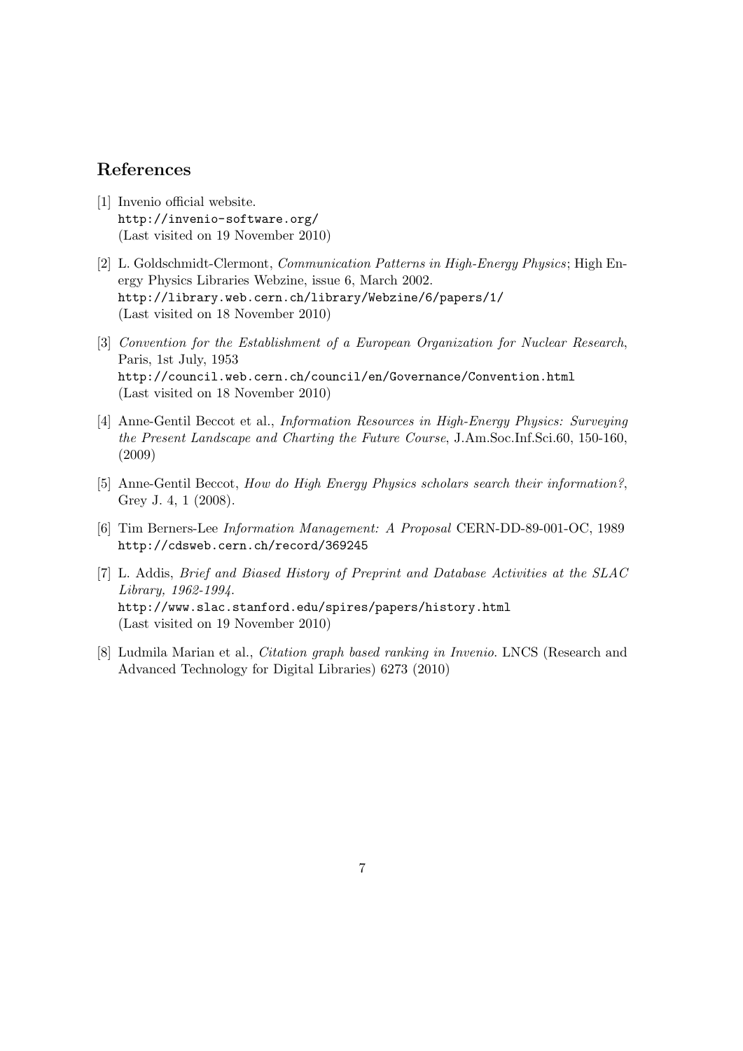## References

[1] Invenio official website.
`http://invenio-software.org/`
(Last visited on 19 November 2010)

[2] L. Goldschmidt-Clermont, *Communication Patterns in High-Energy Physics*; High Energy Physics Libraries Webzine, issue 6, March 2002.
`http://library.web.cern.ch/library/Webzine/6/papers/1/`
(Last visited on 18 November 2010)

[3] *Convention for the Establishment of a European Organization for Nuclear Research*, Paris, 1st July, 1953
`http://council.web.cern.ch/council/en/Governance/Convention.html`
(Last visited on 18 November 2010)

[4] Anne-Gentil Beccot et al., *Information Resources in High-Energy Physics: Surveying the Present Landscape and Charting the Future Course*, J.Am.Soc.Inf.Sci.60, 150-160, (2009)

[5] Anne-Gentil Beccot, *How do High Energy Physics scholars search their information?*, Grey J. 4, 1 (2008).

[6] Tim Berners-Lee *Information Management: A Proposal* CERN-DD-89-001-OC, 1989
`http://cdsweb.cern.ch/record/369245`

[7] L. Addis, *Brief and Biased History of Preprint and Database Activities at the SLAC Library, 1962-1994*.
`http://www.slac.stanford.edu/spires/papers/history.html`
(Last visited on 19 November 2010)

[8] Ludmila Marian et al., *Citation graph based ranking in Invenio*. LNCS (Research and Advanced Technology for Digital Libraries) 6273 (2010)